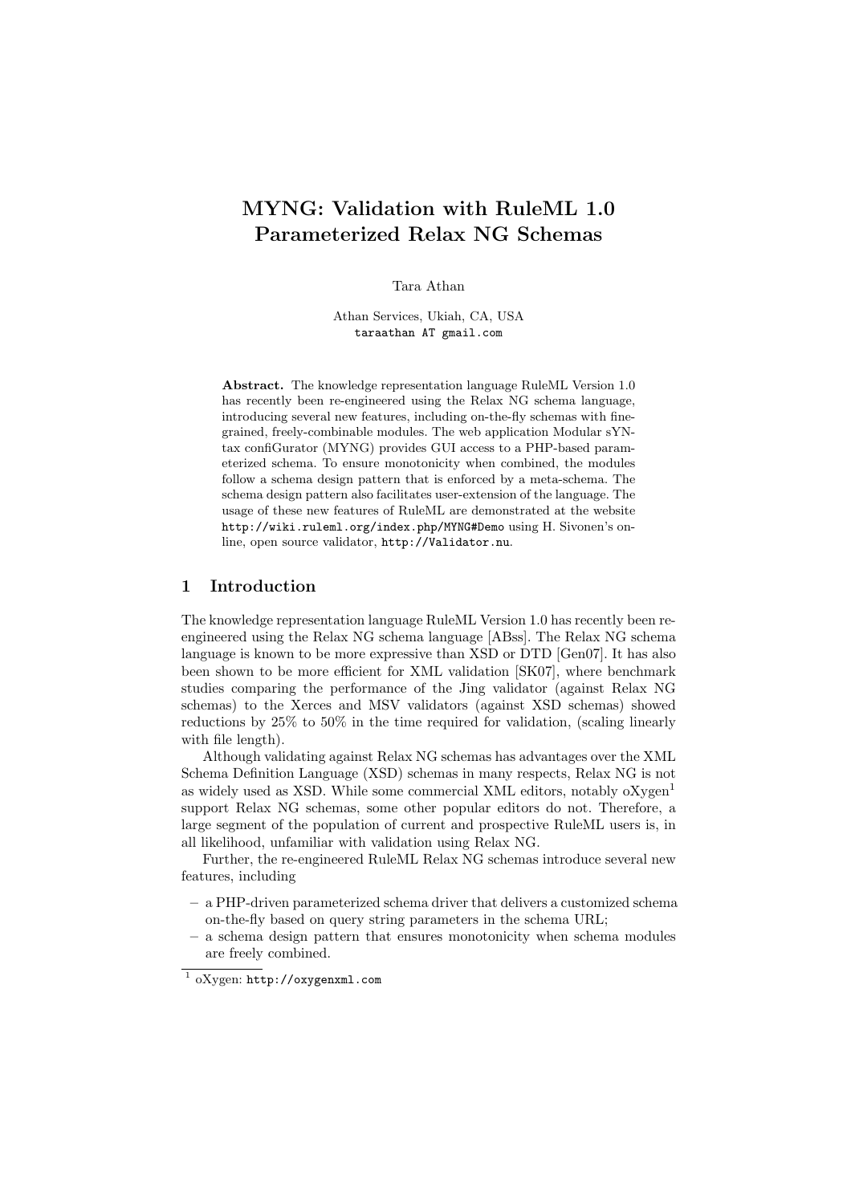# MYNG: Validation with RuleML 1.0 Parameterized Relax NG Schemas

Tara Athan

Athan Services, Ukiah, CA, USA
taraathan AT gmail.com

**Abstract.** The knowledge representation language RuleML Version 1.0 has recently been re-engineered using the Relax NG schema language, introducing several new features, including on-the-fly schemas with fine-grained, freely-combinable modules. The web application Modular sYNtax confiGurator (MYNG) provides GUI access to a PHP-based parameterized schema. To ensure monotonicity when combined, the modules follow a schema design pattern that is enforced by a meta-schema. The schema design pattern also facilitates user-extension of the language. The usage of these new features of RuleML are demonstrated at the website http://wiki.ruleml.org/index.php/MYNG#Demo using H. Sivonen's online, open source validator, http://Validator.nu.

## 1 Introduction

The knowledge representation language RuleML Version 1.0 has recently been re-engineered using the Relax NG schema language [ABss]. The Relax NG schema language is known to be more expressive than XSD or DTD [Gen07]. It has also been shown to be more efficient for XML validation [SK07], where benchmark studies comparing the performance of the Jing validator (against Relax NG schemas) to the Xerces and MSV validators (against XSD schemas) showed reductions by 25% to 50% in the time required for validation, (scaling linearly with file length).

Although validating against Relax NG schemas has advantages over the XML Schema Definition Language (XSD) schemas in many respects, Relax NG is not as widely used as XSD. While some commercial XML editors, notably oXygen[1] support Relax NG schemas, some other popular editors do not. Therefore, a large segment of the population of current and prospective RuleML users is, in all likelihood, unfamiliar with validation using Relax NG.

Further, the re-engineered RuleML Relax NG schemas introduce several new features, including

- a PHP-driven parameterized schema driver that delivers a customized schema on-the-fly based on query string parameters in the schema URL;
- a schema design pattern that ensures monotonicity when schema modules are freely combined.

[1] oXygen: http://oxygenxml.com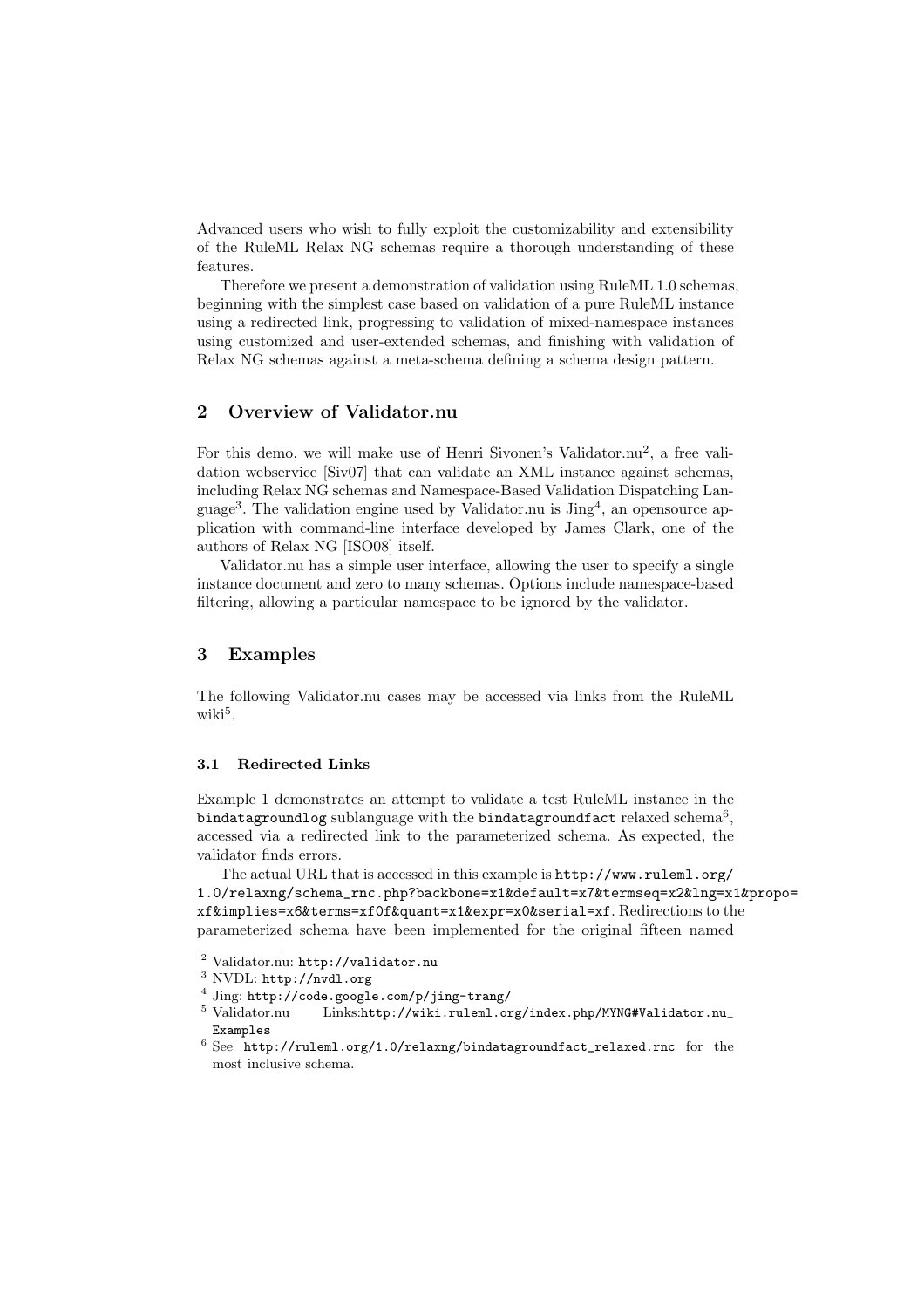Advanced users who wish to fully exploit the customizability and extensibility of the RuleML Relax NG schemas require a thorough understanding of these features.

Therefore we present a demonstration of validation using RuleML 1.0 schemas, beginning with the simplest case based on validation of a pure RuleML instance using a redirected link, progressing to validation of mixed-namespace instances using customized and user-extended schemas, and finishing with validation of Relax NG schemas against a meta-schema defining a schema design pattern.

## 2 Overview of Validator.nu

For this demo, we will make use of Henri Sivonen's Validator.nu[2], a free validation webservice [Siv07] that can validate an XML instance against schemas, including Relax NG schemas and Namespace-Based Validation Dispatching Language[3]. The validation engine used by Validator.nu is Jing[4], an opensource application with command-line interface developed by James Clark, one of the authors of Relax NG [ISO08] itself.

Validator.nu has a simple user interface, allowing the user to specify a single instance document and zero to many schemas. Options include namespace-based filtering, allowing a particular namespace to be ignored by the validator.

## 3 Examples

The following Validator.nu cases may be accessed via links from the RuleML wiki[5].

### 3.1 Redirected Links

Example 1 demonstrates an attempt to validate a test RuleML instance in the `bindatagroundlog` sublanguage with the `bindatagroundfact` relaxed schema[6], accessed via a redirected link to the parameterized schema. As expected, the validator finds errors.

The actual URL that is accessed in this example is `http://www.ruleml.org/1.0/relaxng/schema_rnc.php?backbone=x1&default=x7&termseq=x2&lng=x1&propo=xf&implies=x6&terms=xf0f&quant=x1&expr=x0&serial=xf`. Redirections to the parameterized schema have been implemented for the original fifteen named

---

[2] Validator.nu: `http://validator.nu`

[3] NVDL: `http://nvdl.org`

[4] Jing: `http://code.google.com/p/jing-trang/`

[5] Validator.nu Links:`http://wiki.ruleml.org/index.php/MYNG#Validator.nu_Examples`

[6] See `http://ruleml.org/1.0/relaxng/bindatagroundfact_relaxed.rnc` for the most inclusive schema.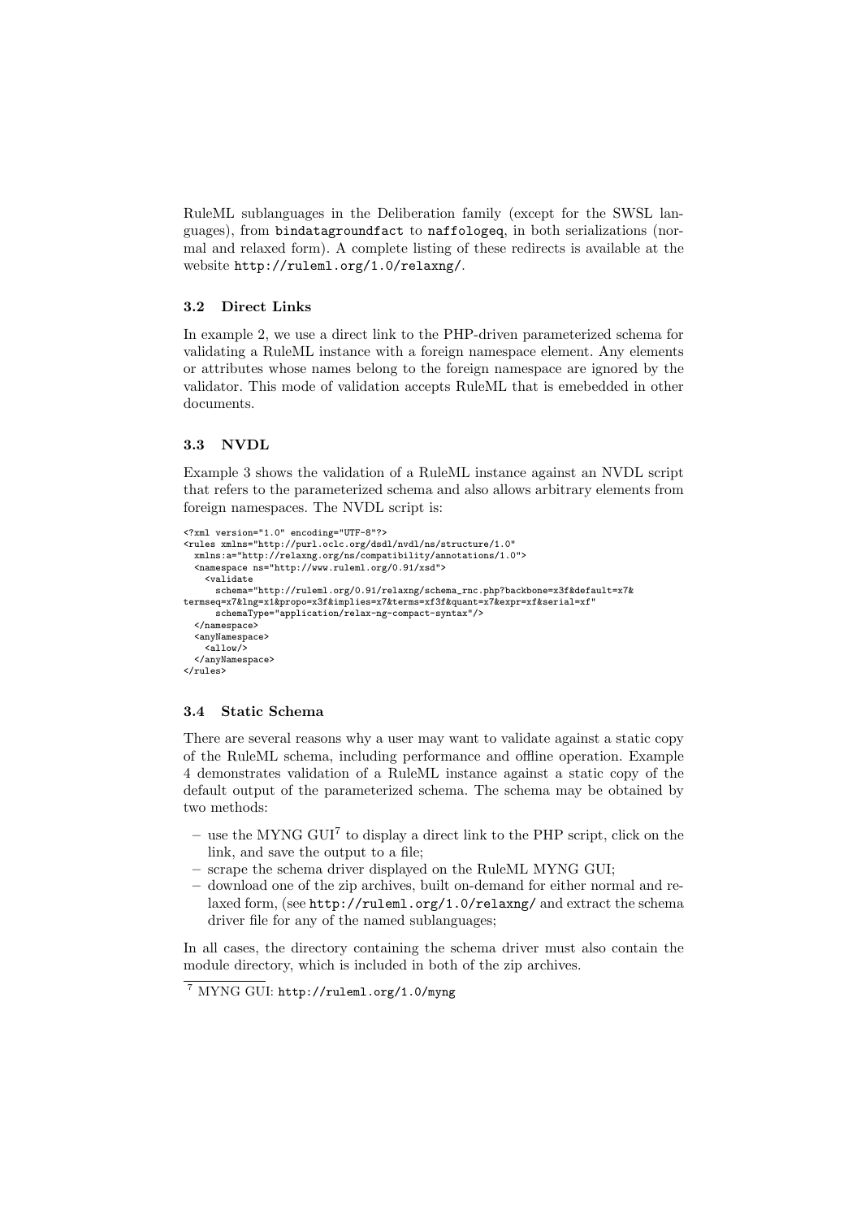RuleML sublanguages in the Deliberation family (except for the SWSL languages), from `bindatagroundfact` to `naffologeq`, in both serializations (normal and relaxed form). A complete listing of these redirects is available at the website `http://ruleml.org/1.0/relaxng/`.

### 3.2 Direct Links

In example 2, we use a direct link to the PHP-driven parameterized schema for validating a RuleML instance with a foreign namespace element. Any elements or attributes whose names belong to the foreign namespace are ignored by the validator. This mode of validation accepts RuleML that is emebedded in other documents.

### 3.3 NVDL

Example 3 shows the validation of a RuleML instance against an NVDL script that refers to the parameterized schema and also allows arbitrary elements from foreign namespaces. The NVDL script is:

```
<?xml version="1.0" encoding="UTF-8"?>
<rules xmlns="http://purl.oclc.org/dsdl/nvdl/ns/structure/1.0"
  xmlns:a="http://relaxng.org/ns/compatibility/annotations/1.0">
  <namespace ns="http://www.ruleml.org/0.91/xsd">
    <validate
      schema="http://ruleml.org/0.91/relaxng/schema_rnc.php?backbone=x3f&default=x7&
termseq=x7&lng=x1&propo=x3f&implies=x7&terms=xf3f&quant=x7&expr=xf&serial=xf"
      schemaType="application/relax-ng-compact-syntax"/>
  </namespace>
  <anyNamespace>
    <allow/>
  </anyNamespace>
</rules>
```

### 3.4 Static Schema

There are several reasons why a user may want to validate against a static copy of the RuleML schema, including performance and offline operation. Example 4 demonstrates validation of a RuleML instance against a static copy of the default output of the parameterized schema. The schema may be obtained by two methods:

- use the MYNG GUI[7] to display a direct link to the PHP script, click on the link, and save the output to a file;
- scrape the schema driver displayed on the RuleML MYNG GUI;
- download one of the zip archives, built on-demand for either normal and relaxed form, (see `http://ruleml.org/1.0/relaxng/` and extract the schema driver file for any of the named sublanguages;

In all cases, the directory containing the schema driver must also contain the module directory, which is included in both of the zip archives.

[7] MYNG GUI: `http://ruleml.org/1.0/myng`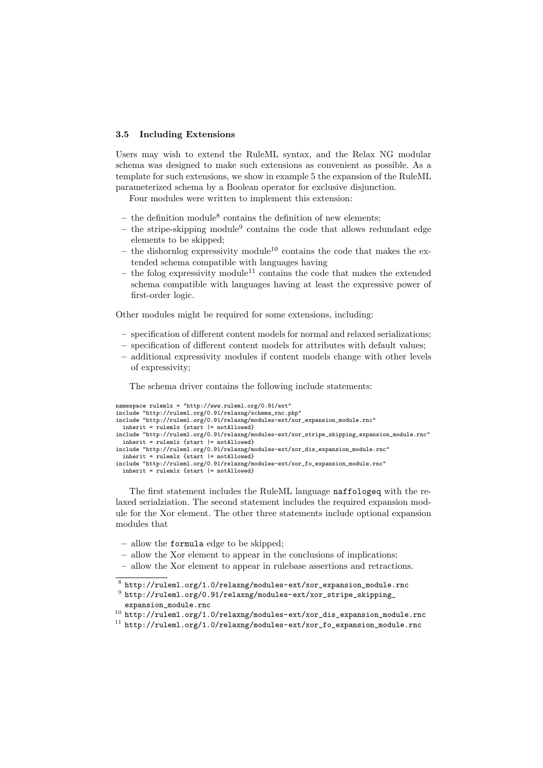### 3.5 Including Extensions

Users may wish to extend the RuleML syntax, and the Relax NG modular schema was designed to make such extensions as convenient as possible. As a template for such extensions, we show in example 5 the expansion of the RuleML parameterized schema by a Boolean operator for exclusive disjunction.

Four modules were written to implement this extension:

- the definition module[8] contains the definition of new elements;
- the stripe-skipping module[9] contains the code that allows redundant edge elements to be skipped;
- the dishornlog expressivity module[10] contains the code that makes the extended schema compatible with languages having
- the folog expressivity module[11] contains the code that makes the extended schema compatible with languages having at least the expressive power of first-order logic.

Other modules might be required for some extensions, including:

- specification of different content models for normal and relaxed serializations;
- specification of different content models for attributes with default values;
- additional expressivity modules if content models change with other levels of expressivity;

The schema driver contains the following include statements:

```
namespace rulemlx = "http://www.ruleml.org/0.91/ext"
include "http://ruleml.org/0.91/relaxng/schema_rnc.php"
include "http://ruleml.org/0.91/relaxng/modules-ext/xor_expansion_module.rnc"
  inherit = rulemlx {start |= notAllowed}
include "http://ruleml.org/0.91/relaxng/modules-ext/xor_stripe_skipping_expansion_module.rnc"
  inherit = rulemlx {start |= notAllowed}
include "http://ruleml.org/0.91/relaxng/modules-ext/xor_dis_expansion_module.rnc"
  inherit = rulemlx {start |= notAllowed}
include "http://ruleml.org/0.91/relaxng/modules-ext/xor_fo_expansion_module.rnc"
  inherit = rulemlx {start |= notAllowed}
```

The first statement includes the RuleML language `naffologeq` with the relaxed serialziation. The second statement includes the required expansion module for the Xor element. The other three statements include optional expansion modules that

- allow the `formula` edge to be skipped;
- allow the Xor element to appear in the conclusions of implications;
- allow the Xor element to appear in rulebase assertions and retractions.

---

[8] `http://ruleml.org/1.0/relaxng/modules-ext/xor_expansion_module.rnc`

[9] `http://ruleml.org/0.91/relaxng/modules-ext/xor_stripe_skipping_expansion_module.rnc`

[10] `http://ruleml.org/1.0/relaxng/modules-ext/xor_dis_expansion_module.rnc`

[11] `http://ruleml.org/1.0/relaxng/modules-ext/xor_fo_expansion_module.rnc`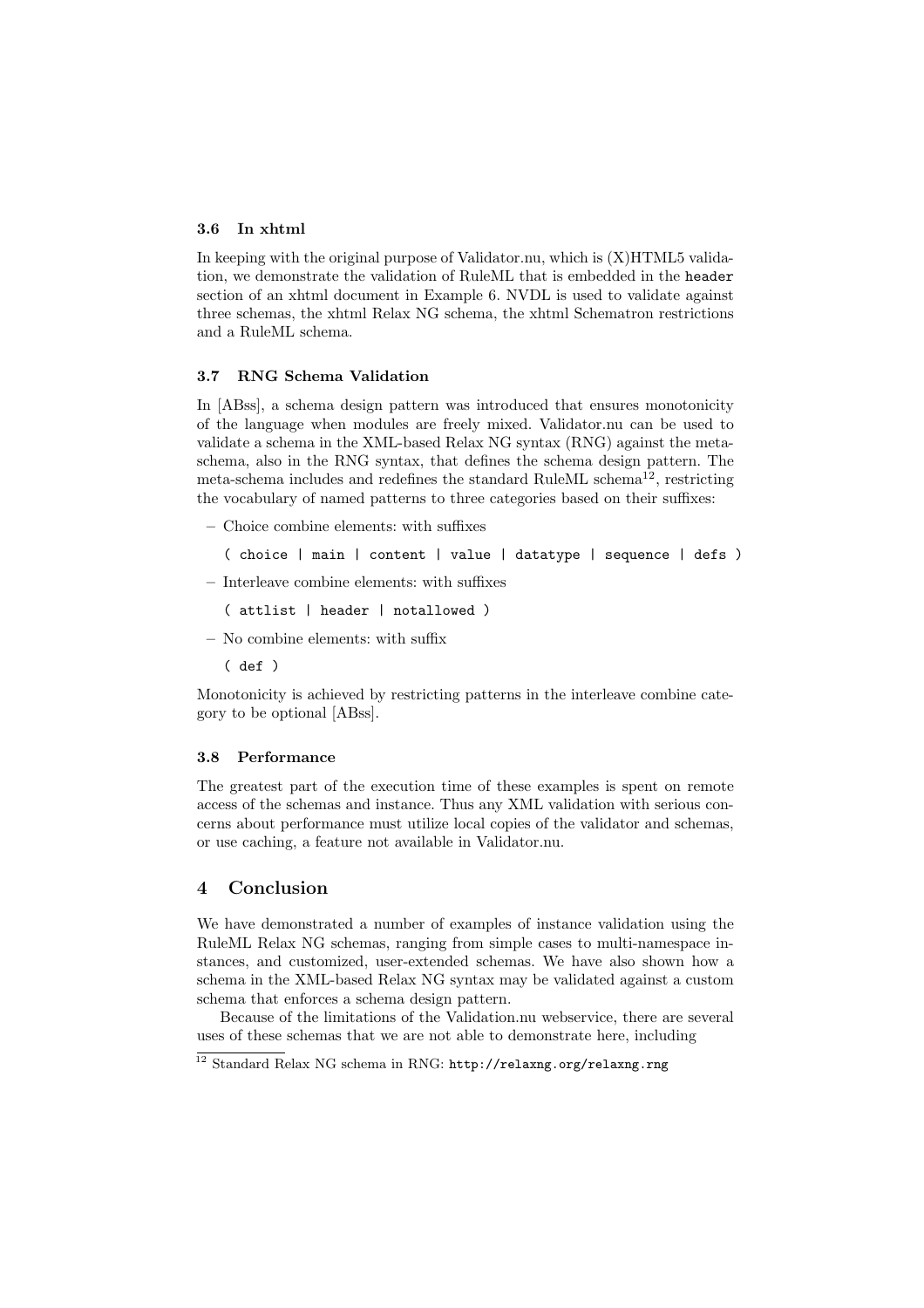### 3.6 In xhtml

In keeping with the original purpose of Validator.nu, which is (X)HTML5 validation, we demonstrate the validation of RuleML that is embedded in the `header` section of an xhtml document in Example 6. NVDL is used to validate against three schemas, the xhtml Relax NG schema, the xhtml Schematron restrictions and a RuleML schema.

### 3.7 RNG Schema Validation

In [ABss], a schema design pattern was introduced that ensures monotonicity of the language when modules are freely mixed. Validator.nu can be used to validate a schema in the XML-based Relax NG syntax (RNG) against the meta-schema, also in the RNG syntax, that defines the schema design pattern. The meta-schema includes and redefines the standard RuleML schema[12], restricting the vocabulary of named patterns to three categories based on their suffixes:

– Choice combine elements: with suffixes

  `( choice | main | content | value | datatype | sequence | defs )`

– Interleave combine elements: with suffixes

  `( attlist | header | notallowed )`

– No combine elements: with suffix

  `( def )`

Monotonicity is achieved by restricting patterns in the interleave combine category to be optional [ABss].

### 3.8 Performance

The greatest part of the execution time of these examples is spent on remote access of the schemas and instance. Thus any XML validation with serious concerns about performance must utilize local copies of the validator and schemas, or use caching, a feature not available in Validator.nu.

## 4 Conclusion

We have demonstrated a number of examples of instance validation using the RuleML Relax NG schemas, ranging from simple cases to multi-namespace instances, and customized, user-extended schemas. We have also shown how a schema in the XML-based Relax NG syntax may be validated against a custom schema that enforces a schema design pattern.

Because of the limitations of the Validation.nu webservice, there are several uses of these schemas that we are not able to demonstrate here, including

[12] Standard Relax NG schema in RNG: `http://relaxng.org/relaxng.rng`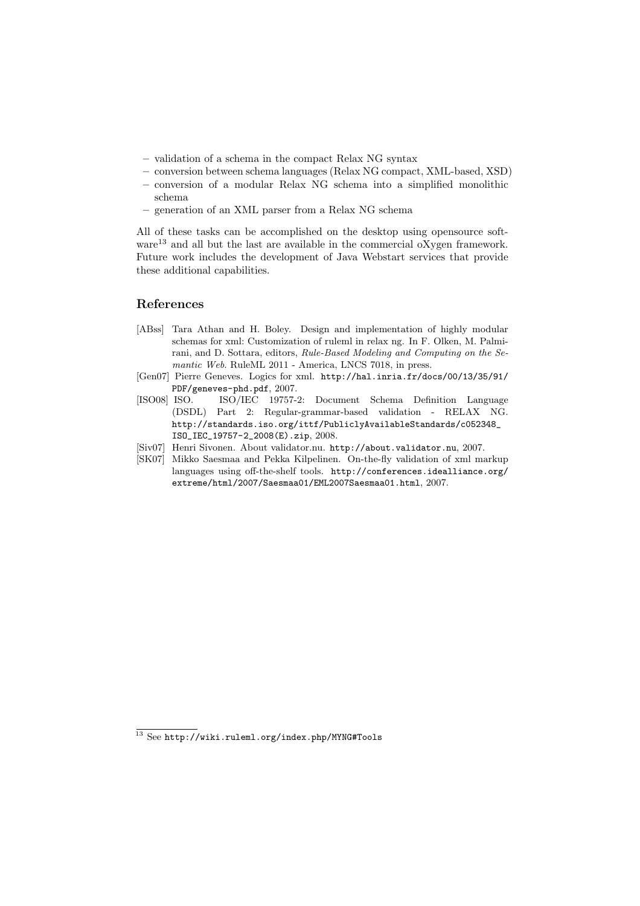- validation of a schema in the compact Relax NG syntax
- conversion between schema languages (Relax NG compact, XML-based, XSD)
- conversion of a modular Relax NG schema into a simplified monolithic schema
- generation of an XML parser from a Relax NG schema

All of these tasks can be accomplished on the desktop using opensource software[13] and all but the last are available in the commercial oXygen framework. Future work includes the development of Java Webstart services that provide these additional capabilities.

## References

[ABss] Tara Athan and H. Boley. Design and implementation of highly modular schemas for xml: Customization of ruleml in relax ng. In F. Olken, M. Palmirani, and D. Sottara, editors, *Rule-Based Modeling and Computing on the Semantic Web*. RuleML 2011 - America, LNCS 7018, in press.

[Gen07] Pierre Geneves. Logics for xml. `http://hal.inria.fr/docs/00/13/35/91/PDF/geneves-phd.pdf`, 2007.

[ISO08] ISO. ISO/IEC 19757-2: Document Schema Definition Language (DSDL) Part 2: Regular-grammar-based validation - RELAX NG. `http://standards.iso.org/ittf/PubliclyAvailableStandards/c052348_ISO_IEC_19757-2_2008(E).zip`, 2008.

[Siv07] Henri Sivonen. About validator.nu. `http://about.validator.nu`, 2007.

[SK07] Mikko Saesmaa and Pekka Kilpelinen. On-the-fly validation of xml markup languages using off-the-shelf tools. `http://conferences.idealliance.org/extreme/html/2007/Saesmaa01/EML2007Saesmaa01.html`, 2007.

---

[13] See `http://wiki.ruleml.org/index.php/MYNG#Tools`